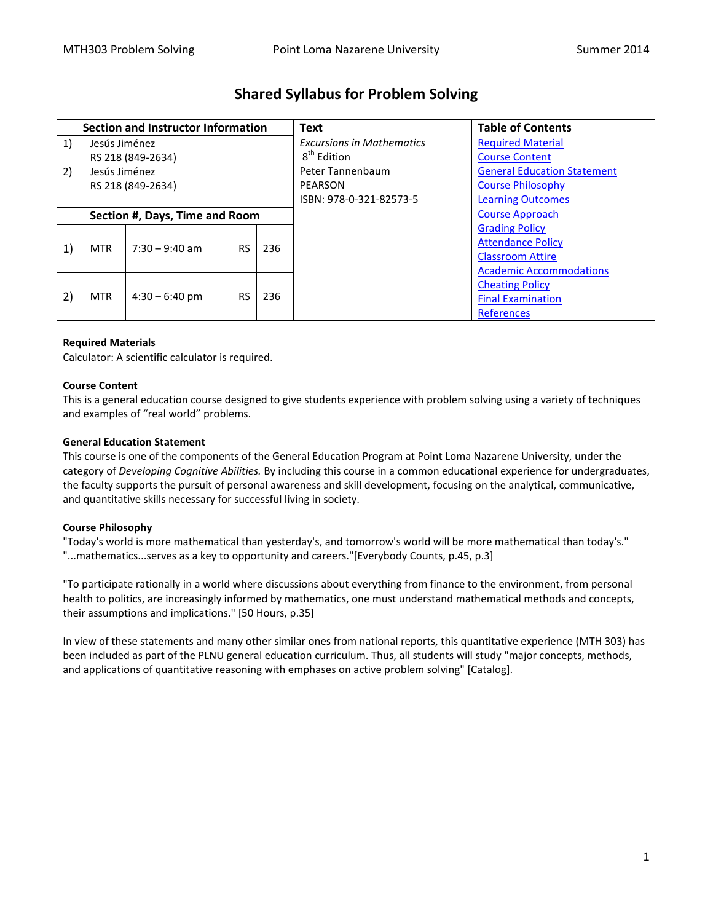# Shared Syllabus for Problem Solving

| Section and Instructor Information | | | | | Text | Table of Contents |
|---|---|---|---|---|---|---|
| 1) | Jesús Jiménez<br>RS 218 (849-2634) | | | | *Excursions in Mathematics*<br>8th Edition<br>Peter Tannenbaum<br>PEARSON<br>ISBN: 978-0-321-82573-5 | Required Material<br>Course Content<br>General Education Statement<br>Course Philosophy<br>Learning Outcomes<br>Course Approach<br>Grading Policy<br>Attendance Policy<br>Classroom Attire<br>Academic Accommodations<br>Cheating Policy<br>Final Examination<br>References |
| 2) | Jesús Jiménez<br>RS 218 (849-2634) | | | | | |
| Section #, Days, Time and Room | | | | | | |
| 1) | MTR | 7:30 – 9:40 am | RS | 236 | | |
| 2) | MTR | 4:30 – 6:40 pm | RS | 236 | | |

**Required Materials**
Calculator: A scientific calculator is required.

**Course Content**
This is a general education course designed to give students experience with problem solving using a variety of techniques and examples of "real world" problems.

**General Education Statement**
This course is one of the components of the General Education Program at Point Loma Nazarene University, under the category of *Developing Cognitive Abilities.* By including this course in a common educational experience for undergraduates, the faculty supports the pursuit of personal awareness and skill development, focusing on the analytical, communicative, and quantitative skills necessary for successful living in society.

**Course Philosophy**
"Today's world is more mathematical than yesterday's, and tomorrow's world will be more mathematical than today's." "...mathematics...serves as a key to opportunity and careers."[Everybody Counts, p.45, p.3]

"To participate rationally in a world where discussions about everything from finance to the environment, from personal health to politics, are increasingly informed by mathematics, one must understand mathematical methods and concepts, their assumptions and implications." [50 Hours, p.35]

In view of these statements and many other similar ones from national reports, this quantitative experience (MTH 303) has been included as part of the PLNU general education curriculum. Thus, all students will study "major concepts, methods, and applications of quantitative reasoning with emphases on active problem solving" [Catalog].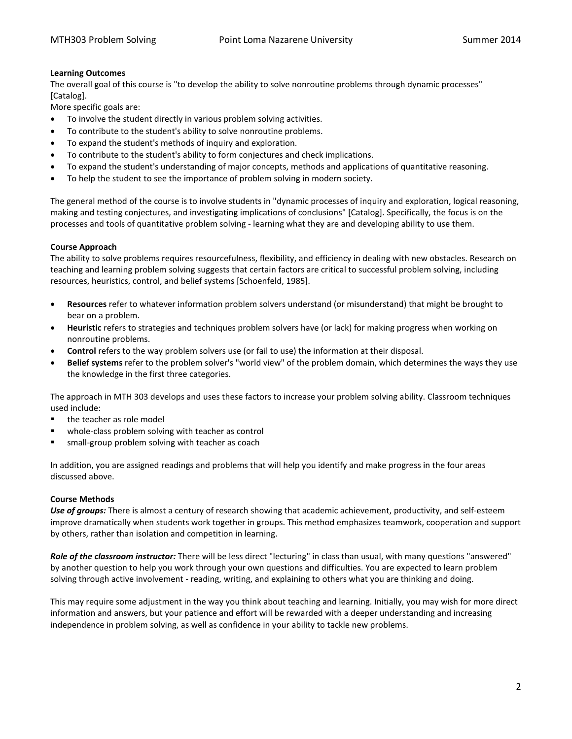**Learning Outcomes**

The overall goal of this course is "to develop the ability to solve nonroutine problems through dynamic processes" [Catalog].

More specific goals are:

- To involve the student directly in various problem solving activities.
- To contribute to the student's ability to solve nonroutine problems.
- To expand the student's methods of inquiry and exploration.
- To contribute to the student's ability to form conjectures and check implications.
- To expand the student's understanding of major concepts, methods and applications of quantitative reasoning.
- To help the student to see the importance of problem solving in modern society.

The general method of the course is to involve students in "dynamic processes of inquiry and exploration, logical reasoning, making and testing conjectures, and investigating implications of conclusions" [Catalog]. Specifically, the focus is on the processes and tools of quantitative problem solving - learning what they are and developing ability to use them.

**Course Approach**

The ability to solve problems requires resourcefulness, flexibility, and efficiency in dealing with new obstacles. Research on teaching and learning problem solving suggests that certain factors are critical to successful problem solving, including resources, heuristics, control, and belief systems [Schoenfeld, 1985].

- **Resources** refer to whatever information problem solvers understand (or misunderstand) that might be brought to bear on a problem.
- **Heuristic** refers to strategies and techniques problem solvers have (or lack) for making progress when working on nonroutine problems.
- **Control** refers to the way problem solvers use (or fail to use) the information at their disposal.
- **Belief systems** refer to the problem solver's "world view" of the problem domain, which determines the ways they use the knowledge in the first three categories.

The approach in MTH 303 develops and uses these factors to increase your problem solving ability. Classroom techniques used include:

- the teacher as role model
- whole-class problem solving with teacher as control
- small-group problem solving with teacher as coach

In addition, you are assigned readings and problems that will help you identify and make progress in the four areas discussed above.

**Course Methods**

***Use of groups:*** There is almost a century of research showing that academic achievement, productivity, and self-esteem improve dramatically when students work together in groups. This method emphasizes teamwork, cooperation and support by others, rather than isolation and competition in learning.

***Role of the classroom instructor:*** There will be less direct "lecturing" in class than usual, with many questions "answered" by another question to help you work through your own questions and difficulties. You are expected to learn problem solving through active involvement - reading, writing, and explaining to others what you are thinking and doing.

This may require some adjustment in the way you think about teaching and learning. Initially, you may wish for more direct information and answers, but your patience and effort will be rewarded with a deeper understanding and increasing independence in problem solving, as well as confidence in your ability to tackle new problems.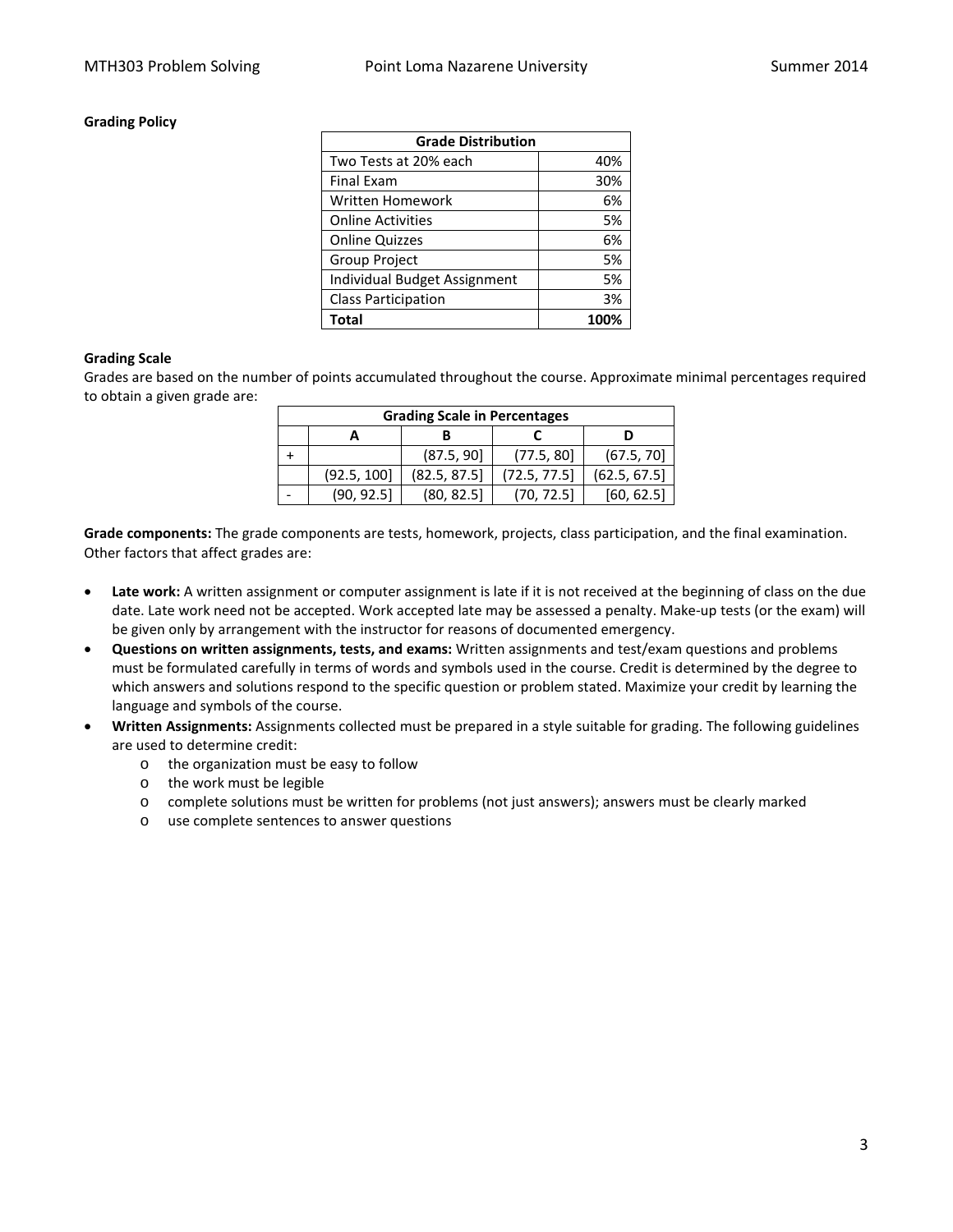**Grading Policy**

| Grade Distribution | |
|---|---|
| Two Tests at 20% each | 40% |
| Final Exam | 30% |
| Written Homework | 6% |
| Online Activities | 5% |
| Online Quizzes | 6% |
| Group Project | 5% |
| Individual Budget Assignment | 5% |
| Class Participation | 3% |
| **Total** | **100%** |

**Grading Scale**

Grades are based on the number of points accumulated throughout the course. Approximate minimal percentages required to obtain a given grade are:

| Grading Scale in Percentages | | | | |
|---|---|---|---|---|
| | A | B | C | D |
| + | | (87.5, 90] | (77.5, 80] | (67.5, 70] |
| | (92.5, 100] | (82.5, 87.5] | (72.5, 77.5] | (62.5, 67.5] |
| - | (90, 92.5] | (80, 82.5] | (70, 72.5] | [60, 62.5] |

**Grade components:** The grade components are tests, homework, projects, class participation, and the final examination. Other factors that affect grades are:

- **Late work:** A written assignment or computer assignment is late if it is not received at the beginning of class on the due date. Late work need not be accepted. Work accepted late may be assessed a penalty. Make-up tests (or the exam) will be given only by arrangement with the instructor for reasons of documented emergency.
- **Questions on written assignments, tests, and exams:** Written assignments and test/exam questions and problems must be formulated carefully in terms of words and symbols used in the course. Credit is determined by the degree to which answers and solutions respond to the specific question or problem stated. Maximize your credit by learning the language and symbols of the course.
- **Written Assignments:** Assignments collected must be prepared in a style suitable for grading. The following guidelines are used to determine credit:
  - the organization must be easy to follow
  - the work must be legible
  - complete solutions must be written for problems (not just answers); answers must be clearly marked
  - use complete sentences to answer questions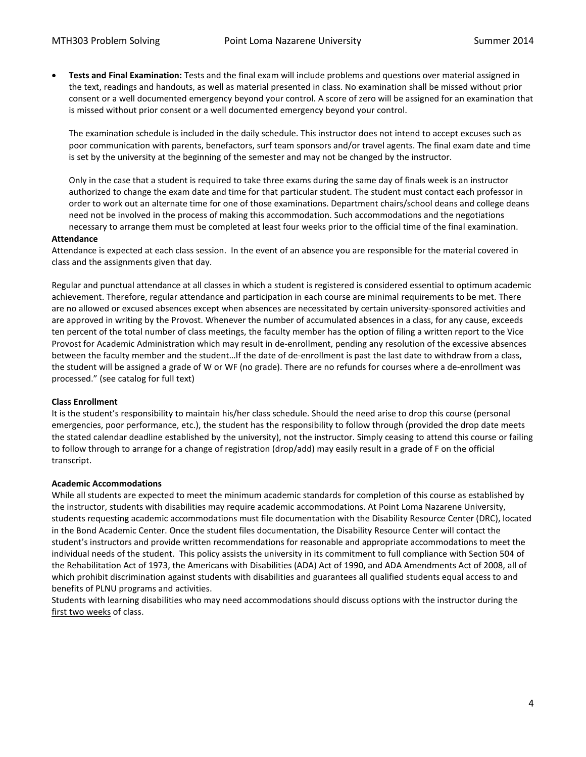- **Tests and Final Examination:** Tests and the final exam will include problems and questions over material assigned in the text, readings and handouts, as well as material presented in class. No examination shall be missed without prior consent or a well documented emergency beyond your control. A score of zero will be assigned for an examination that is missed without prior consent or a well documented emergency beyond your control.

  The examination schedule is included in the daily schedule. This instructor does not intend to accept excuses such as poor communication with parents, benefactors, surf team sponsors and/or travel agents. The final exam date and time is set by the university at the beginning of the semester and may not be changed by the instructor.

  Only in the case that a student is required to take three exams during the same day of finals week is an instructor authorized to change the exam date and time for that particular student. The student must contact each professor in order to work out an alternate time for one of those examinations. Department chairs/school deans and college deans need not be involved in the process of making this accommodation. Such accommodations and the negotiations necessary to arrange them must be completed at least four weeks prior to the official time of the final examination.

**Attendance**

Attendance is expected at each class session. In the event of an absence you are responsible for the material covered in class and the assignments given that day.

Regular and punctual attendance at all classes in which a student is registered is considered essential to optimum academic achievement. Therefore, regular attendance and participation in each course are minimal requirements to be met. There are no allowed or excused absences except when absences are necessitated by certain university-sponsored activities and are approved in writing by the Provost. Whenever the number of accumulated absences in a class, for any cause, exceeds ten percent of the total number of class meetings, the faculty member has the option of filing a written report to the Vice Provost for Academic Administration which may result in de-enrollment, pending any resolution of the excessive absences between the faculty member and the student…If the date of de-enrollment is past the last date to withdraw from a class, the student will be assigned a grade of W or WF (no grade). There are no refunds for courses where a de-enrollment was processed." (see catalog for full text)

**Class Enrollment**

It is the student's responsibility to maintain his/her class schedule. Should the need arise to drop this course (personal emergencies, poor performance, etc.), the student has the responsibility to follow through (provided the drop date meets the stated calendar deadline established by the university), not the instructor. Simply ceasing to attend this course or failing to follow through to arrange for a change of registration (drop/add) may easily result in a grade of F on the official transcript.

**Academic Accommodations**

While all students are expected to meet the minimum academic standards for completion of this course as established by the instructor, students with disabilities may require academic accommodations. At Point Loma Nazarene University, students requesting academic accommodations must file documentation with the Disability Resource Center (DRC), located in the Bond Academic Center. Once the student files documentation, the Disability Resource Center will contact the student's instructors and provide written recommendations for reasonable and appropriate accommodations to meet the individual needs of the student. This policy assists the university in its commitment to full compliance with Section 504 of the Rehabilitation Act of 1973, the Americans with Disabilities (ADA) Act of 1990, and ADA Amendments Act of 2008, all of which prohibit discrimination against students with disabilities and guarantees all qualified students equal access to and benefits of PLNU programs and activities.

Students with learning disabilities who may need accommodations should discuss options with the instructor during the first two weeks of class.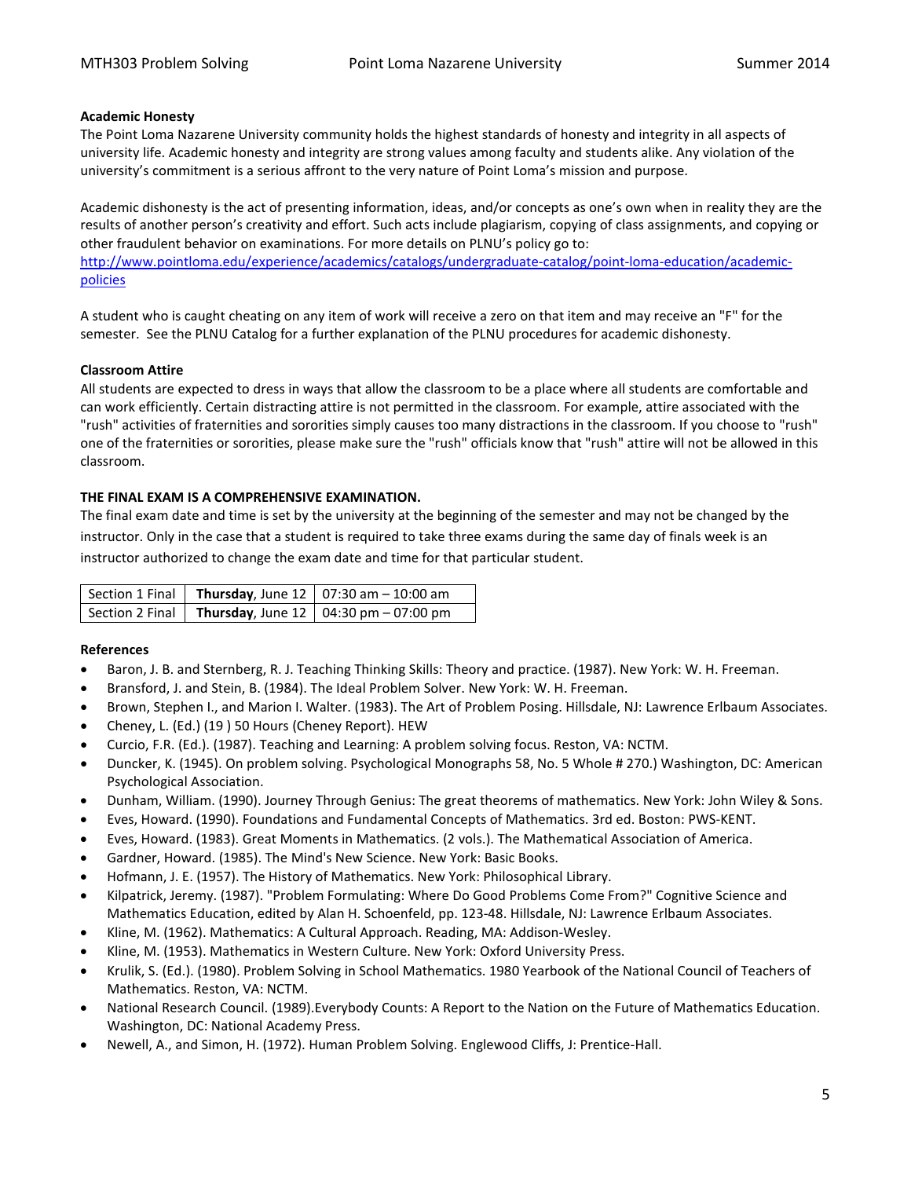### Academic Honesty

The Point Loma Nazarene University community holds the highest standards of honesty and integrity in all aspects of university life. Academic honesty and integrity are strong values among faculty and students alike. Any violation of the university's commitment is a serious affront to the very nature of Point Loma's mission and purpose.

Academic dishonesty is the act of presenting information, ideas, and/or concepts as one's own when in reality they are the results of another person's creativity and effort. Such acts include plagiarism, copying of class assignments, and copying or other fraudulent behavior on examinations. For more details on PLNU's policy go to: [http://www.pointloma.edu/experience/academics/catalogs/undergraduate-catalog/point-loma-education/academic-policies](http://www.pointloma.edu/experience/academics/catalogs/undergraduate-catalog/point-loma-education/academic-policies)

A student who is caught cheating on any item of work will receive a zero on that item and may receive an "F" for the semester. See the PLNU Catalog for a further explanation of the PLNU procedures for academic dishonesty.

### Classroom Attire

All students are expected to dress in ways that allow the classroom to be a place where all students are comfortable and can work efficiently. Certain distracting attire is not permitted in the classroom. For example, attire associated with the "rush" activities of fraternities and sororities simply causes too many distractions in the classroom. If you choose to "rush" one of the fraternities or sororities, please make sure the "rush" officials know that "rush" attire will not be allowed in this classroom.

### THE FINAL EXAM IS A COMPREHENSIVE EXAMINATION.

The final exam date and time is set by the university at the beginning of the semester and may not be changed by the instructor. Only in the case that a student is required to take three exams during the same day of finals week is an instructor authorized to change the exam date and time for that particular student.

| Section 1 Final | **Thursday**, June 12 | 07:30 am – 10:00 am |
|---|---|---|
| Section 2 Final | **Thursday**, June 12 | 04:30 pm – 07:00 pm |

### References

- Baron, J. B. and Sternberg, R. J. Teaching Thinking Skills: Theory and practice. (1987). New York: W. H. Freeman.
- Bransford, J. and Stein, B. (1984). The Ideal Problem Solver. New York: W. H. Freeman.
- Brown, Stephen I., and Marion I. Walter. (1983). The Art of Problem Posing. Hillsdale, NJ: Lawrence Erlbaum Associates.
- Cheney, L. (Ed.) (19 ) 50 Hours (Cheney Report). HEW
- Curcio, F.R. (Ed.). (1987). Teaching and Learning: A problem solving focus. Reston, VA: NCTM.
- Duncker, K. (1945). On problem solving. Psychological Monographs 58, No. 5 Whole # 270.) Washington, DC: American Psychological Association.
- Dunham, William. (1990). Journey Through Genius: The great theorems of mathematics. New York: John Wiley & Sons.
- Eves, Howard. (1990). Foundations and Fundamental Concepts of Mathematics. 3rd ed. Boston: PWS-KENT.
- Eves, Howard. (1983). Great Moments in Mathematics. (2 vols.). The Mathematical Association of America.
- Gardner, Howard. (1985). The Mind's New Science. New York: Basic Books.
- Hofmann, J. E. (1957). The History of Mathematics. New York: Philosophical Library.
- Kilpatrick, Jeremy. (1987). "Problem Formulating: Where Do Good Problems Come From?" Cognitive Science and Mathematics Education, edited by Alan H. Schoenfeld, pp. 123-48. Hillsdale, NJ: Lawrence Erlbaum Associates.
- Kline, M. (1962). Mathematics: A Cultural Approach. Reading, MA: Addison-Wesley.
- Kline, M. (1953). Mathematics in Western Culture. New York: Oxford University Press.
- Krulik, S. (Ed.). (1980). Problem Solving in School Mathematics. 1980 Yearbook of the National Council of Teachers of Mathematics. Reston, VA: NCTM.
- National Research Council. (1989).Everybody Counts: A Report to the Nation on the Future of Mathematics Education. Washington, DC: National Academy Press.
- Newell, A., and Simon, H. (1972). Human Problem Solving. Englewood Cliffs, J: Prentice-Hall.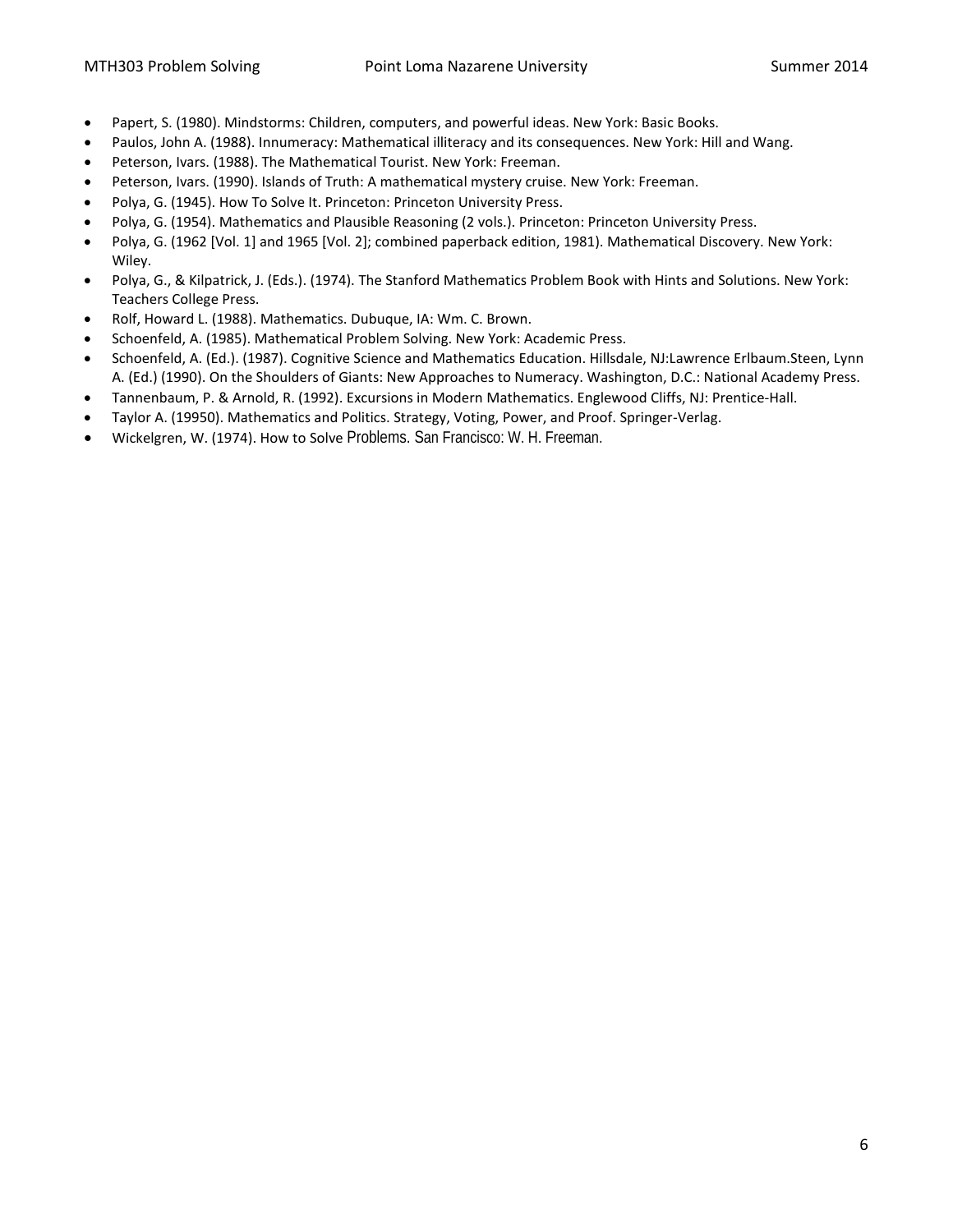- Papert, S. (1980). Mindstorms: Children, computers, and powerful ideas. New York: Basic Books.
- Paulos, John A. (1988). Innumeracy: Mathematical illiteracy and its consequences. New York: Hill and Wang.
- Peterson, Ivars. (1988). The Mathematical Tourist. New York: Freeman.
- Peterson, Ivars. (1990). Islands of Truth: A mathematical mystery cruise. New York: Freeman.
- Polya, G. (1945). How To Solve It. Princeton: Princeton University Press.
- Polya, G. (1954). Mathematics and Plausible Reasoning (2 vols.). Princeton: Princeton University Press.
- Polya, G. (1962 [Vol. 1] and 1965 [Vol. 2]; combined paperback edition, 1981). Mathematical Discovery. New York: Wiley.
- Polya, G., & Kilpatrick, J. (Eds.). (1974). The Stanford Mathematics Problem Book with Hints and Solutions. New York: Teachers College Press.
- Rolf, Howard L. (1988). Mathematics. Dubuque, IA: Wm. C. Brown.
- Schoenfeld, A. (1985). Mathematical Problem Solving. New York: Academic Press.
- Schoenfeld, A. (Ed.). (1987). Cognitive Science and Mathematics Education. Hillsdale, NJ:Lawrence Erlbaum.Steen, Lynn A. (Ed.) (1990). On the Shoulders of Giants: New Approaches to Numeracy. Washington, D.C.: National Academy Press.
- Tannenbaum, P. & Arnold, R. (1992). Excursions in Modern Mathematics. Englewood Cliffs, NJ: Prentice-Hall.
- Taylor A. (19950). Mathematics and Politics. Strategy, Voting, Power, and Proof. Springer-Verlag.
- Wickelgren, W. (1974). How to Solve Problems. San Francisco: W. H. Freeman.